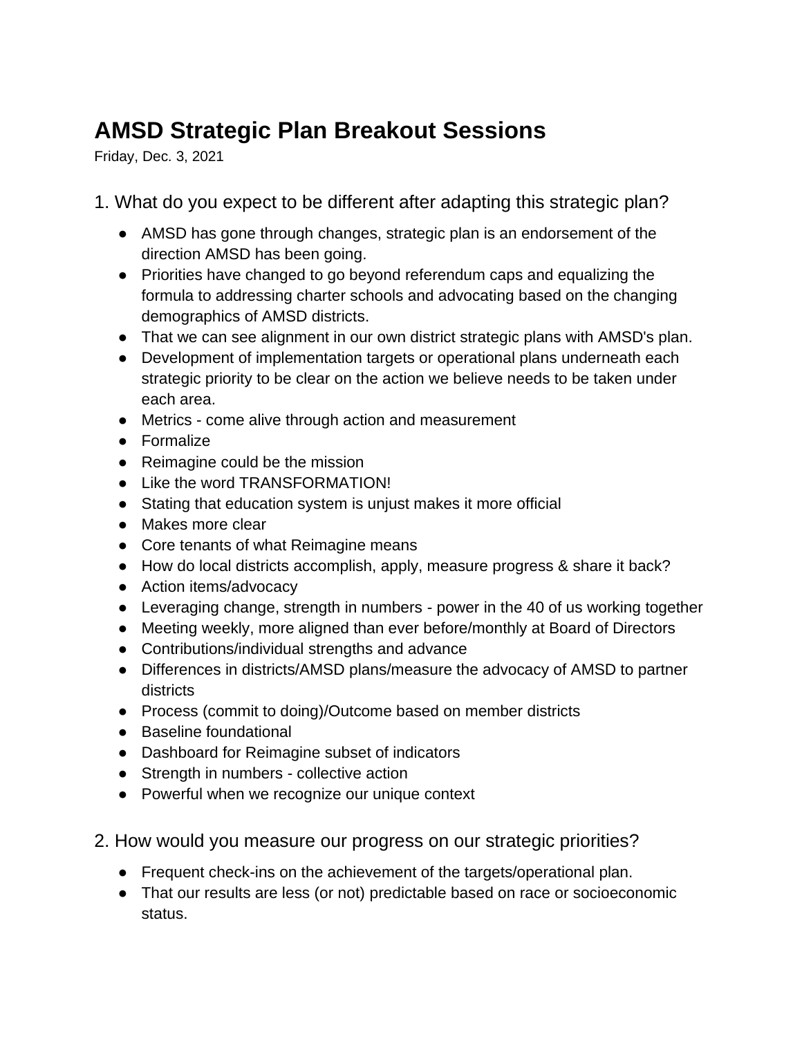# AMSD Strategic Plan Breakout Sessions

Friday, Dec. 3, 2021

## 1. What do you expect to be different after adapting this strategic plan?

- AMSD has gone through changes, strategic plan is an endorsement of the direction AMSD has been going.
- Priorities have changed to go beyond referendum caps and equalizing the formula to addressing charter schools and advocating based on the changing demographics of AMSD districts.
- That we can see alignment in our own district strategic plans with AMSD's plan.
- Development of implementation targets or operational plans underneath each strategic priority to be clear on the action we believe needs to be taken under each area.
- Metrics - come alive through action and measurement
- Formalize
- Reimagine could be the mission
- Like the word TRANSFORMATION!
- Stating that education system is unjust makes it more official
- Makes more clear
- Core tenants of what Reimagine means
- How do local districts accomplish, apply, measure progress & share it back?
- Action items/advocacy
- Leveraging change, strength in numbers - power in the 40 of us working together
- Meeting weekly, more aligned than ever before/monthly at Board of Directors
- Contributions/individual strengths and advance
- Differences in districts/AMSD plans/measure the advocacy of AMSD to partner districts
- Process (commit to doing)/Outcome based on member districts
- Baseline foundational
- Dashboard for Reimagine subset of indicators
- Strength in numbers - collective action
- Powerful when we recognize our unique context

## 2. How would you measure our progress on our strategic priorities?

- Frequent check-ins on the achievement of the targets/operational plan.
- That our results are less (or not) predictable based on race or socioeconomic status.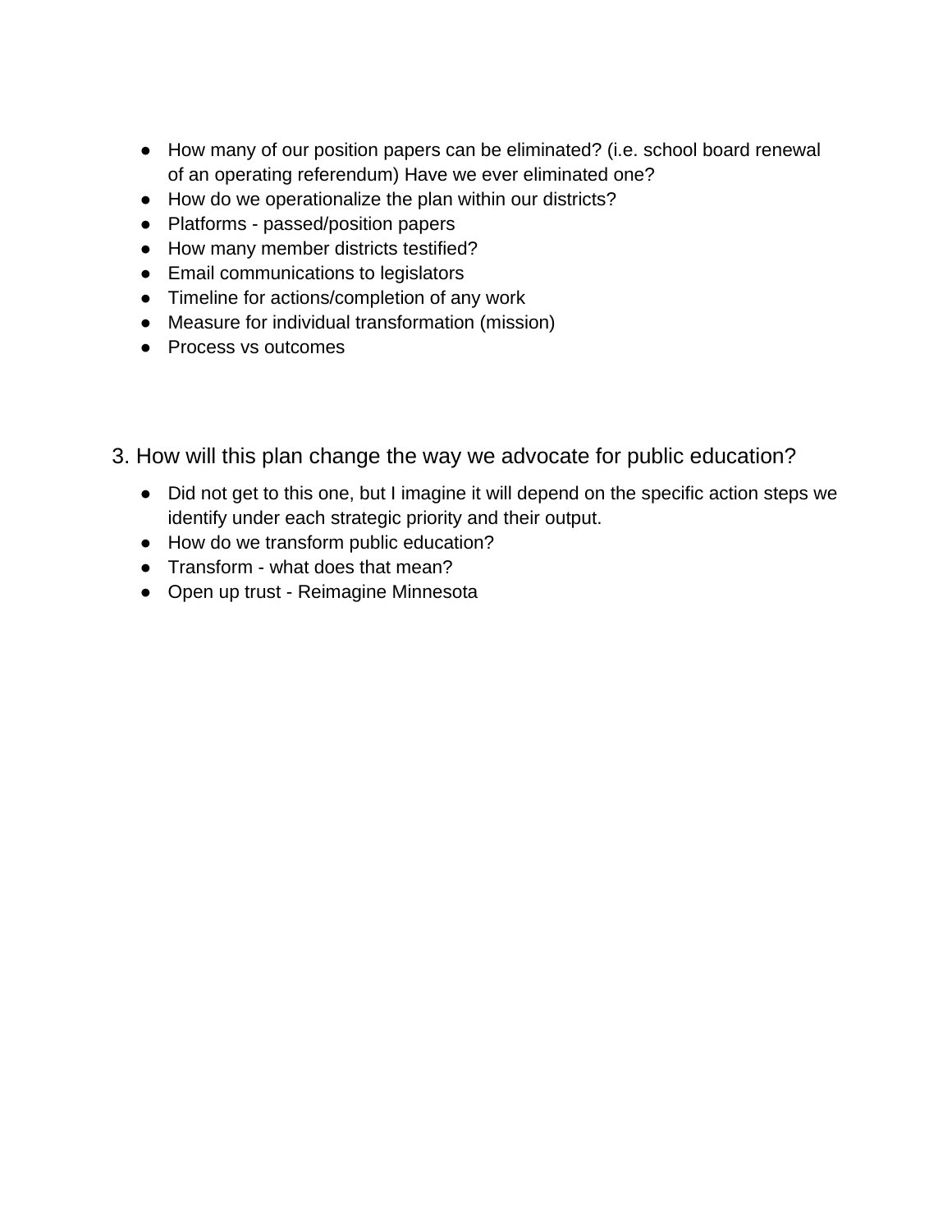- How many of our position papers can be eliminated? (i.e. school board renewal of an operating referendum) Have we ever eliminated one?
- How do we operationalize the plan within our districts?
- Platforms - passed/position papers
- How many member districts testified?
- Email communications to legislators
- Timeline for actions/completion of any work
- Measure for individual transformation (mission)
- Process vs outcomes

3. How will this plan change the way we advocate for public education?

- Did not get to this one, but I imagine it will depend on the specific action steps we identify under each strategic priority and their output.
- How do we transform public education?
- Transform - what does that mean?
- Open up trust - Reimagine Minnesota